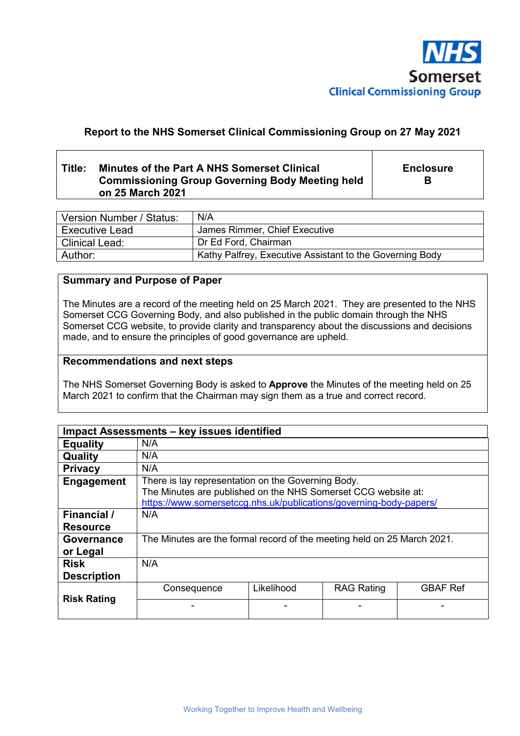NHS
Somerset
Clinical Commissioning Group

**Report to the NHS Somerset Clinical Commissioning Group on 27 May 2021**

| **Title:** **Minutes of the Part A NHS Somerset Clinical Commissioning Group Governing Body Meeting held on 25 March 2021** | **Enclosure B** |
|---|---|

| Version Number / Status: | N/A |
|---|---|
| Executive Lead | James Rimmer, Chief Executive |
| Clinical Lead: | Dr Ed Ford, Chairman |
| Author: | Kathy Palfrey, Executive Assistant to the Governing Body |

## Summary and Purpose of Paper

The Minutes are a record of the meeting held on 25 March 2021. They are presented to the NHS Somerset CCG Governing Body, and also published in the public domain through the NHS Somerset CCG website, to provide clarity and transparency about the discussions and decisions made, and to ensure the principles of good governance are upheld.

## Recommendations and next steps

The NHS Somerset Governing Body is asked to **Approve** the Minutes of the meeting held on 25 March 2021 to confirm that the Chairman may sign them as a true and correct record.

| **Impact Assessments – key issues identified** | | | | |
|---|---|---|---|---|
| **Equality** | N/A | | | |
| **Quality** | N/A | | | |
| **Privacy** | N/A | | | |
| **Engagement** | There is lay representation on the Governing Body. The Minutes are published on the NHS Somerset CCG website at: https://www.somersetccg.nhs.uk/publications/governing-body-papers/ | | | |
| **Financial / Resource** | N/A | | | |
| **Governance or Legal** | The Minutes are the formal record of the meeting held on 25 March 2021. | | | |
| **Risk Description** | N/A | | | |
| **Risk Rating** | Consequence | Likelihood | RAG Rating | GBAF Ref |
| | - | - | - | - |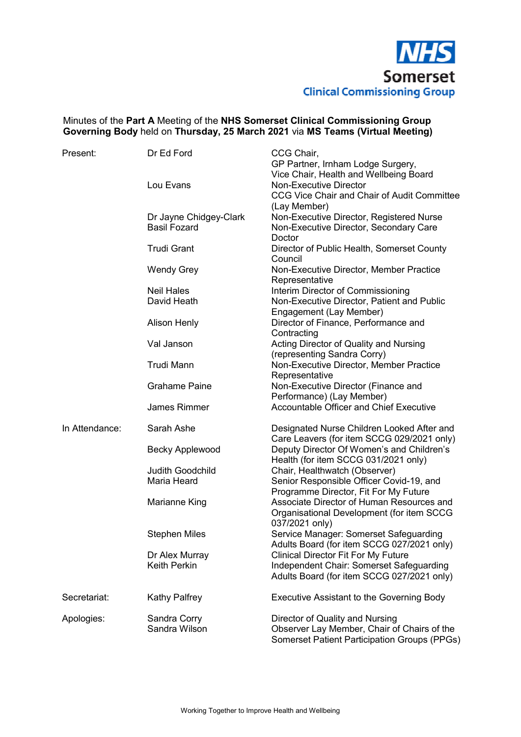NHS Somerset Clinical Commissioning Group

Minutes of the **Part A** Meeting of the **NHS Somerset Clinical Commissioning Group Governing Body** held on **Thursday, 25 March 2021** via **MS Teams (Virtual Meeting)**

| | | |
|---|---|---|
| Present: | Dr Ed Ford | CCG Chair, GP Partner, Irnham Lodge Surgery, Vice Chair, Health and Wellbeing Board |
| | Lou Evans | Non-Executive Director CCG Vice Chair and Chair of Audit Committee (Lay Member) |
| | Dr Jayne Chidgey-Clark | Non-Executive Director, Registered Nurse |
| | Basil Fozard | Non-Executive Director, Secondary Care Doctor |
| | Trudi Grant | Director of Public Health, Somerset County Council |
| | Wendy Grey | Non-Executive Director, Member Practice Representative |
| | Neil Hales | Interim Director of Commissioning |
| | David Heath | Non-Executive Director, Patient and Public Engagement (Lay Member) |
| | Alison Henly | Director of Finance, Performance and Contracting |
| | Val Janson | Acting Director of Quality and Nursing (representing Sandra Corry) |
| | Trudi Mann | Non-Executive Director, Member Practice Representative |
| | Grahame Paine | Non-Executive Director (Finance and Performance) (Lay Member) |
| | James Rimmer | Accountable Officer and Chief Executive |
| In Attendance: | Sarah Ashe | Designated Nurse Children Looked After and Care Leavers (for item SCCG 029/2021 only) |
| | Becky Applewood | Deputy Director Of Women's and Children's Health (for item SCCG 031/2021 only) |
| | Judith Goodchild | Chair, Healthwatch (Observer) |
| | Maria Heard | Senior Responsible Officer Covid-19, and Programme Director, Fit For My Future |
| | Marianne King | Associate Director of Human Resources and Organisational Development (for item SCCG 037/2021 only) |
| | Stephen Miles | Service Manager: Somerset Safeguarding Adults Board (for item SCCG 027/2021 only) |
| | Dr Alex Murray | Clinical Director Fit For My Future |
| | Keith Perkin | Independent Chair: Somerset Safeguarding Adults Board (for item SCCG 027/2021 only) |
| Secretariat: | Kathy Palfrey | Executive Assistant to the Governing Body |
| Apologies: | Sandra Corry | Director of Quality and Nursing |
| | Sandra Wilson | Observer Lay Member, Chair of Chairs of the Somerset Patient Participation Groups (PPGs) |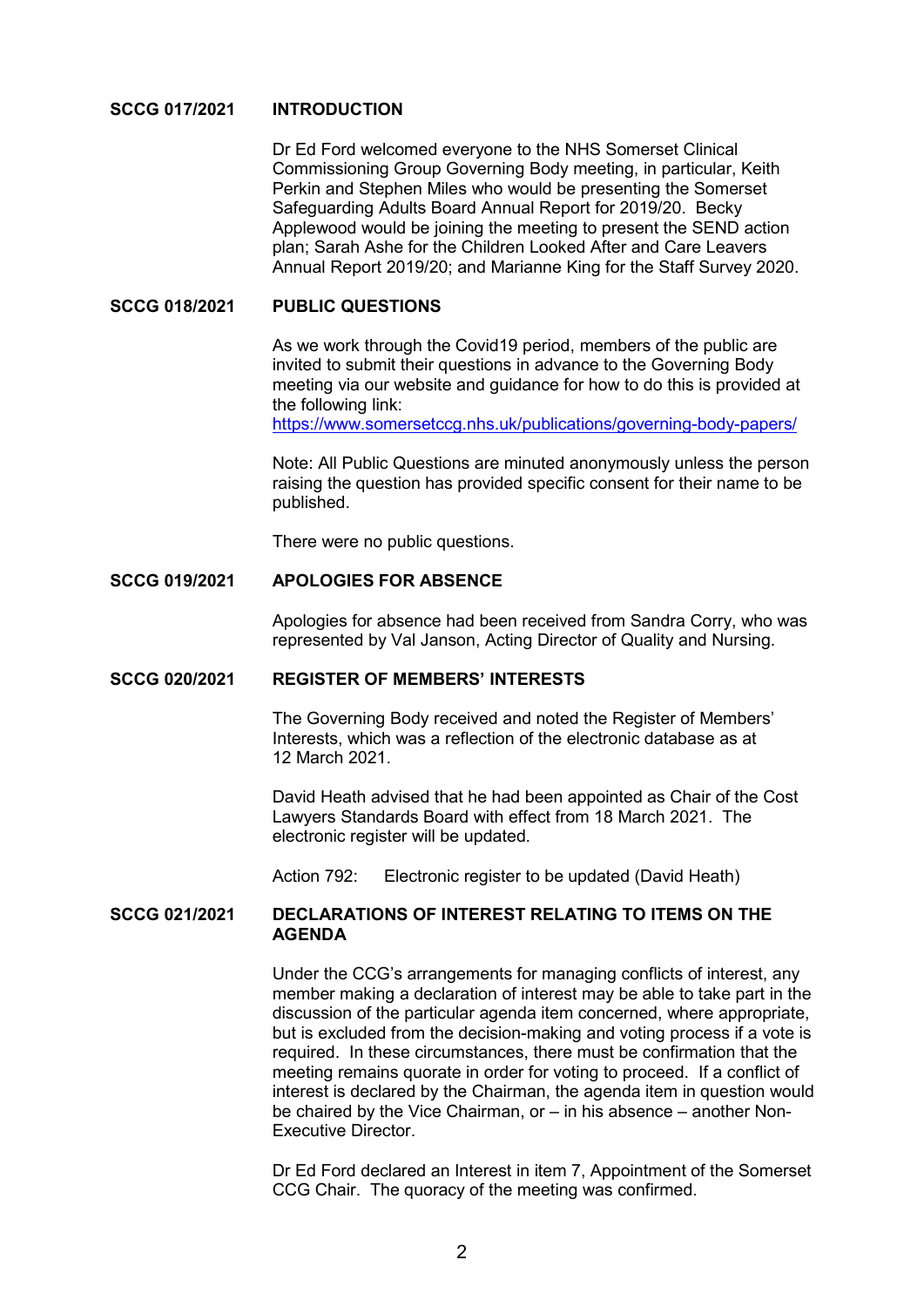**SCCG 017/2021 INTRODUCTION**

Dr Ed Ford welcomed everyone to the NHS Somerset Clinical Commissioning Group Governing Body meeting, in particular, Keith Perkin and Stephen Miles who would be presenting the Somerset Safeguarding Adults Board Annual Report for 2019/20. Becky Applewood would be joining the meeting to present the SEND action plan; Sarah Ashe for the Children Looked After and Care Leavers Annual Report 2019/20; and Marianne King for the Staff Survey 2020.

**SCCG 018/2021 PUBLIC QUESTIONS**

As we work through the Covid19 period, members of the public are invited to submit their questions in advance to the Governing Body meeting via our website and guidance for how to do this is provided at the following link:
https://www.somersetccg.nhs.uk/publications/governing-body-papers/

Note: All Public Questions are minuted anonymously unless the person raising the question has provided specific consent for their name to be published.

There were no public questions.

**SCCG 019/2021 APOLOGIES FOR ABSENCE**

Apologies for absence had been received from Sandra Corry, who was represented by Val Janson, Acting Director of Quality and Nursing.

**SCCG 020/2021 REGISTER OF MEMBERS' INTERESTS**

The Governing Body received and noted the Register of Members' Interests, which was a reflection of the electronic database as at 12 March 2021.

David Heath advised that he had been appointed as Chair of the Cost Lawyers Standards Board with effect from 18 March 2021. The electronic register will be updated.

Action 792: Electronic register to be updated (David Heath)

**SCCG 021/2021 DECLARATIONS OF INTEREST RELATING TO ITEMS ON THE AGENDA**

Under the CCG's arrangements for managing conflicts of interest, any member making a declaration of interest may be able to take part in the discussion of the particular agenda item concerned, where appropriate, but is excluded from the decision-making and voting process if a vote is required. In these circumstances, there must be confirmation that the meeting remains quorate in order for voting to proceed. If a conflict of interest is declared by the Chairman, the agenda item in question would be chaired by the Vice Chairman, or – in his absence – another Non-Executive Director.

Dr Ed Ford declared an Interest in item 7, Appointment of the Somerset CCG Chair. The quoracy of the meeting was confirmed.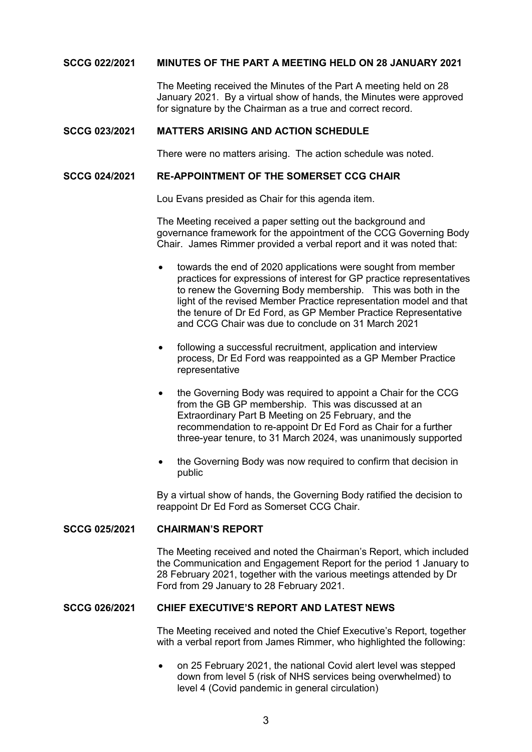**SCCG 022/2021 MINUTES OF THE PART A MEETING HELD ON 28 JANUARY 2021**

The Meeting received the Minutes of the Part A meeting held on 28 January 2021. By a virtual show of hands, the Minutes were approved for signature by the Chairman as a true and correct record.

**SCCG 023/2021 MATTERS ARISING AND ACTION SCHEDULE**

There were no matters arising. The action schedule was noted.

**SCCG 024/2021 RE-APPOINTMENT OF THE SOMERSET CCG CHAIR**

Lou Evans presided as Chair for this agenda item.

The Meeting received a paper setting out the background and governance framework for the appointment of the CCG Governing Body Chair. James Rimmer provided a verbal report and it was noted that:

- towards the end of 2020 applications were sought from member practices for expressions of interest for GP practice representatives to renew the Governing Body membership. This was both in the light of the revised Member Practice representation model and that the tenure of Dr Ed Ford, as GP Member Practice Representative and CCG Chair was due to conclude on 31 March 2021
- following a successful recruitment, application and interview process, Dr Ed Ford was reappointed as a GP Member Practice representative
- the Governing Body was required to appoint a Chair for the CCG from the GB GP membership. This was discussed at an Extraordinary Part B Meeting on 25 February, and the recommendation to re-appoint Dr Ed Ford as Chair for a further three-year tenure, to 31 March 2024, was unanimously supported
- the Governing Body was now required to confirm that decision in public

By a virtual show of hands, the Governing Body ratified the decision to reappoint Dr Ed Ford as Somerset CCG Chair.

**SCCG 025/2021 CHAIRMAN'S REPORT**

The Meeting received and noted the Chairman's Report, which included the Communication and Engagement Report for the period 1 January to 28 February 2021, together with the various meetings attended by Dr Ford from 29 January to 28 February 2021.

**SCCG 026/2021 CHIEF EXECUTIVE'S REPORT AND LATEST NEWS**

The Meeting received and noted the Chief Executive's Report, together with a verbal report from James Rimmer, who highlighted the following:

- on 25 February 2021, the national Covid alert level was stepped down from level 5 (risk of NHS services being overwhelmed) to level 4 (Covid pandemic in general circulation)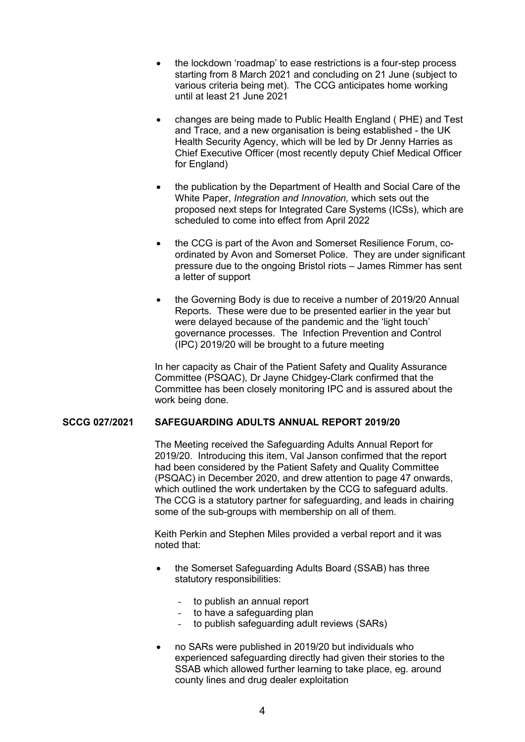- the lockdown 'roadmap' to ease restrictions is a four-step process starting from 8 March 2021 and concluding on 21 June (subject to various criteria being met). The CCG anticipates home working until at least 21 June 2021

- changes are being made to Public Health England ( PHE) and Test and Trace, and a new organisation is being established - the UK Health Security Agency, which will be led by Dr Jenny Harries as Chief Executive Officer (most recently deputy Chief Medical Officer for England)

- the publication by the Department of Health and Social Care of the White Paper, *Integration and Innovation,* which sets out the proposed next steps for Integrated Care Systems (ICSs), which are scheduled to come into effect from April 2022

- the CCG is part of the Avon and Somerset Resilience Forum, co-ordinated by Avon and Somerset Police. They are under significant pressure due to the ongoing Bristol riots – James Rimmer has sent a letter of support

- the Governing Body is due to receive a number of 2019/20 Annual Reports. These were due to be presented earlier in the year but were delayed because of the pandemic and the 'light touch' governance processes. The Infection Prevention and Control (IPC) 2019/20 will be brought to a future meeting

In her capacity as Chair of the Patient Safety and Quality Assurance Committee (PSQAC), Dr Jayne Chidgey-Clark confirmed that the Committee has been closely monitoring IPC and is assured about the work being done.

**SCCG 027/2021 SAFEGUARDING ADULTS ANNUAL REPORT 2019/20**

The Meeting received the Safeguarding Adults Annual Report for 2019/20. Introducing this item, Val Janson confirmed that the report had been considered by the Patient Safety and Quality Committee (PSQAC) in December 2020, and drew attention to page 47 onwards, which outlined the work undertaken by the CCG to safeguard adults. The CCG is a statutory partner for safeguarding, and leads in chairing some of the sub-groups with membership on all of them.

Keith Perkin and Stephen Miles provided a verbal report and it was noted that:

- the Somerset Safeguarding Adults Board (SSAB) has three statutory responsibilities:

  - to publish an annual report
  - to have a safeguarding plan
  - to publish safeguarding adult reviews (SARs)

- no SARs were published in 2019/20 but individuals who experienced safeguarding directly had given their stories to the SSAB which allowed further learning to take place, eg. around county lines and drug dealer exploitation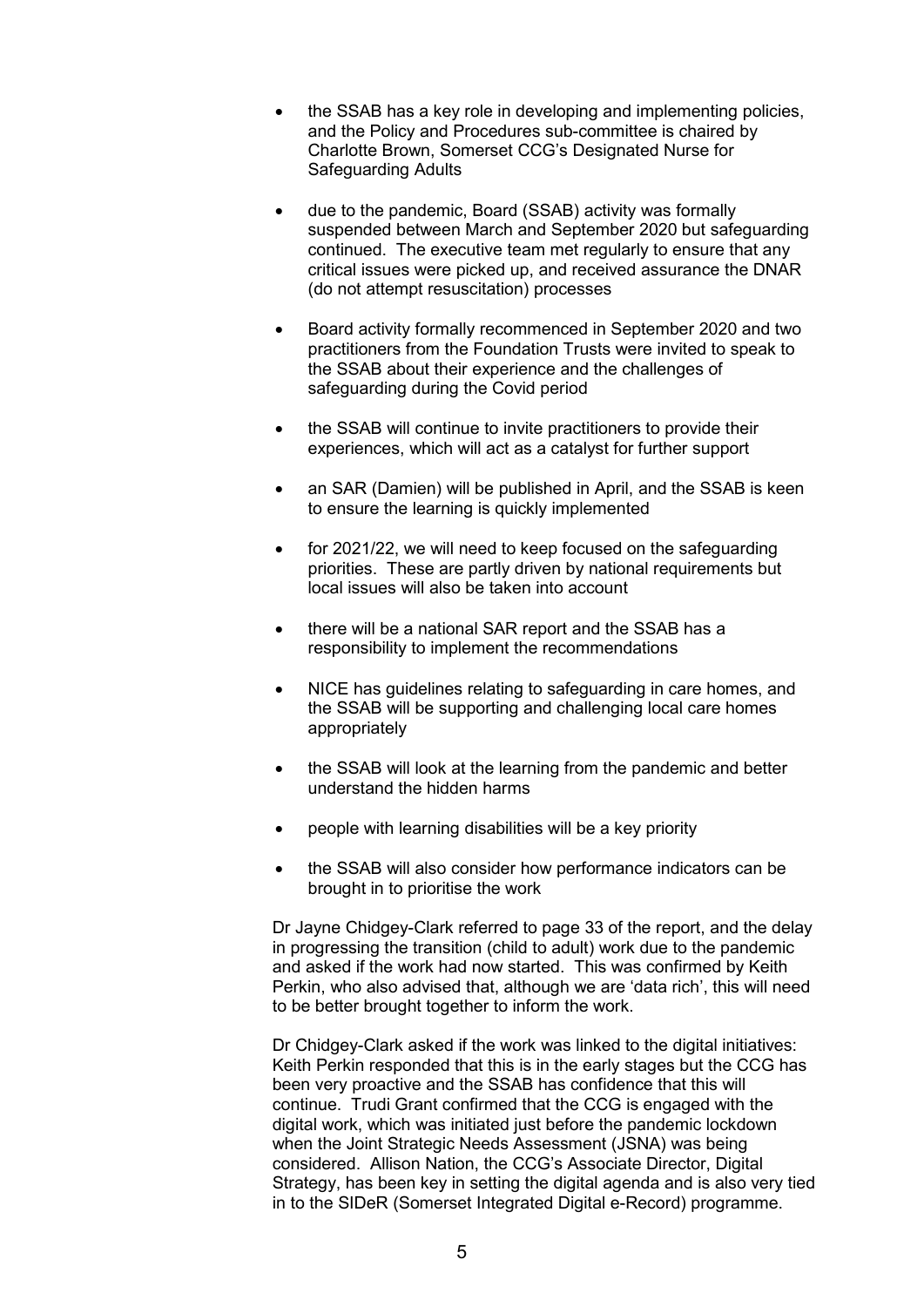- the SSAB has a key role in developing and implementing policies, and the Policy and Procedures sub-committee is chaired by Charlotte Brown, Somerset CCG's Designated Nurse for Safeguarding Adults

- due to the pandemic, Board (SSAB) activity was formally suspended between March and September 2020 but safeguarding continued. The executive team met regularly to ensure that any critical issues were picked up, and received assurance the DNAR (do not attempt resuscitation) processes

- Board activity formally recommenced in September 2020 and two practitioners from the Foundation Trusts were invited to speak to the SSAB about their experience and the challenges of safeguarding during the Covid period

- the SSAB will continue to invite practitioners to provide their experiences, which will act as a catalyst for further support

- an SAR (Damien) will be published in April, and the SSAB is keen to ensure the learning is quickly implemented

- for 2021/22, we will need to keep focused on the safeguarding priorities. These are partly driven by national requirements but local issues will also be taken into account

- there will be a national SAR report and the SSAB has a responsibility to implement the recommendations

- NICE has guidelines relating to safeguarding in care homes, and the SSAB will be supporting and challenging local care homes appropriately

- the SSAB will look at the learning from the pandemic and better understand the hidden harms

- people with learning disabilities will be a key priority

- the SSAB will also consider how performance indicators can be brought in to prioritise the work

Dr Jayne Chidgey-Clark referred to page 33 of the report, and the delay in progressing the transition (child to adult) work due to the pandemic and asked if the work had now started. This was confirmed by Keith Perkin, who also advised that, although we are 'data rich', this will need to be better brought together to inform the work.

Dr Chidgey-Clark asked if the work was linked to the digital initiatives: Keith Perkin responded that this is in the early stages but the CCG has been very proactive and the SSAB has confidence that this will continue. Trudi Grant confirmed that the CCG is engaged with the digital work, which was initiated just before the pandemic lockdown when the Joint Strategic Needs Assessment (JSNA) was being considered. Allison Nation, the CCG's Associate Director, Digital Strategy, has been key in setting the digital agenda and is also very tied in to the SIDeR (Somerset Integrated Digital e-Record) programme.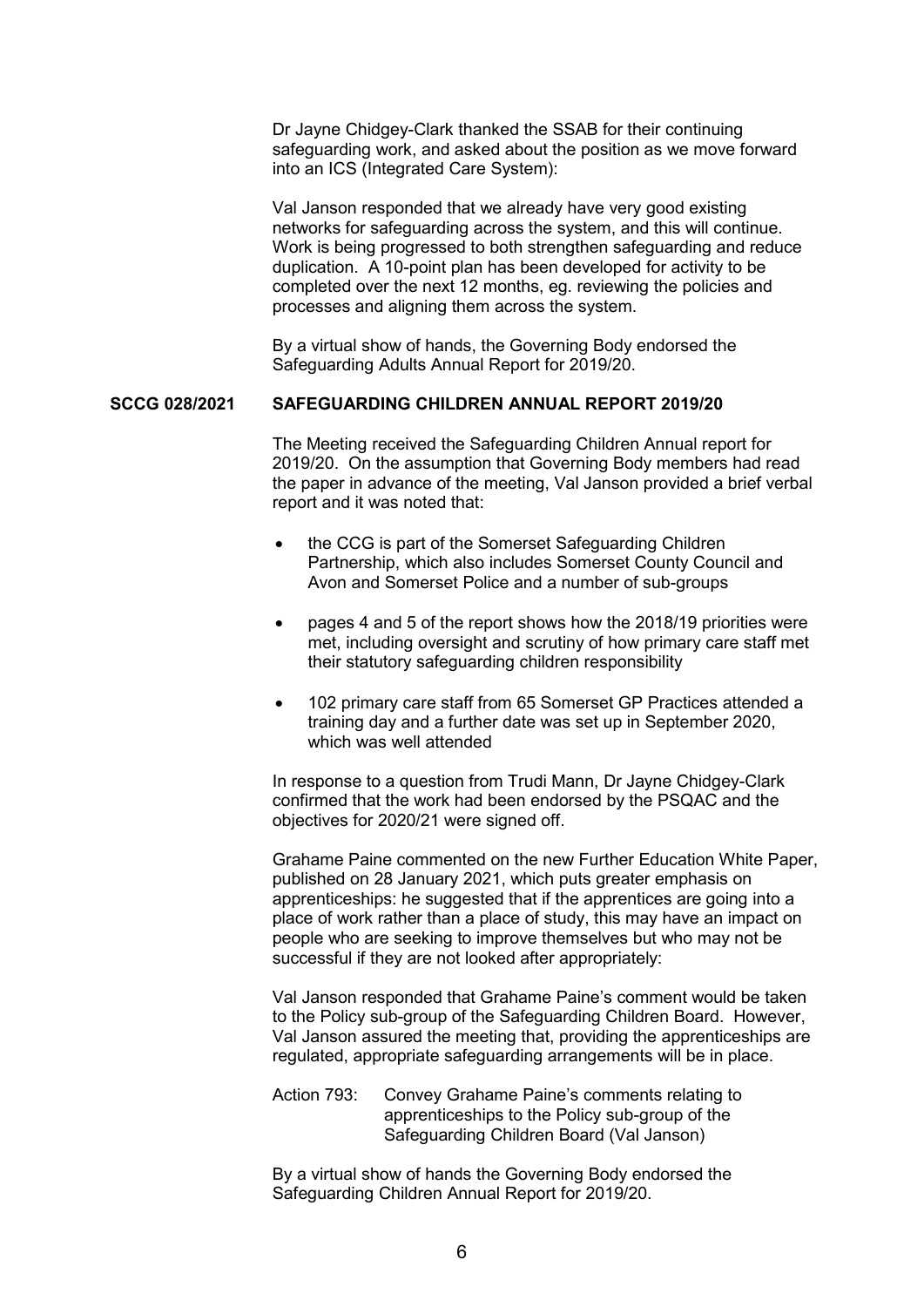Dr Jayne Chidgey-Clark thanked the SSAB for their continuing safeguarding work, and asked about the position as we move forward into an ICS (Integrated Care System):

Val Janson responded that we already have very good existing networks for safeguarding across the system, and this will continue. Work is being progressed to both strengthen safeguarding and reduce duplication. A 10-point plan has been developed for activity to be completed over the next 12 months, eg. reviewing the policies and processes and aligning them across the system.

By a virtual show of hands, the Governing Body endorsed the Safeguarding Adults Annual Report for 2019/20.

## SCCG 028/2021 SAFEGUARDING CHILDREN ANNUAL REPORT 2019/20

The Meeting received the Safeguarding Children Annual report for 2019/20. On the assumption that Governing Body members had read the paper in advance of the meeting, Val Janson provided a brief verbal report and it was noted that:

- the CCG is part of the Somerset Safeguarding Children Partnership, which also includes Somerset County Council and Avon and Somerset Police and a number of sub-groups
- pages 4 and 5 of the report shows how the 2018/19 priorities were met, including oversight and scrutiny of how primary care staff met their statutory safeguarding children responsibility
- 102 primary care staff from 65 Somerset GP Practices attended a training day and a further date was set up in September 2020, which was well attended

In response to a question from Trudi Mann, Dr Jayne Chidgey-Clark confirmed that the work had been endorsed by the PSQAC and the objectives for 2020/21 were signed off.

Grahame Paine commented on the new Further Education White Paper, published on 28 January 2021, which puts greater emphasis on apprenticeships: he suggested that if the apprentices are going into a place of work rather than a place of study, this may have an impact on people who are seeking to improve themselves but who may not be successful if they are not looked after appropriately:

Val Janson responded that Grahame Paine's comment would be taken to the Policy sub-group of the Safeguarding Children Board. However, Val Janson assured the meeting that, providing the apprenticeships are regulated, appropriate safeguarding arrangements will be in place.

Action 793: Convey Grahame Paine's comments relating to apprenticeships to the Policy sub-group of the Safeguarding Children Board (Val Janson)

By a virtual show of hands the Governing Body endorsed the Safeguarding Children Annual Report for 2019/20.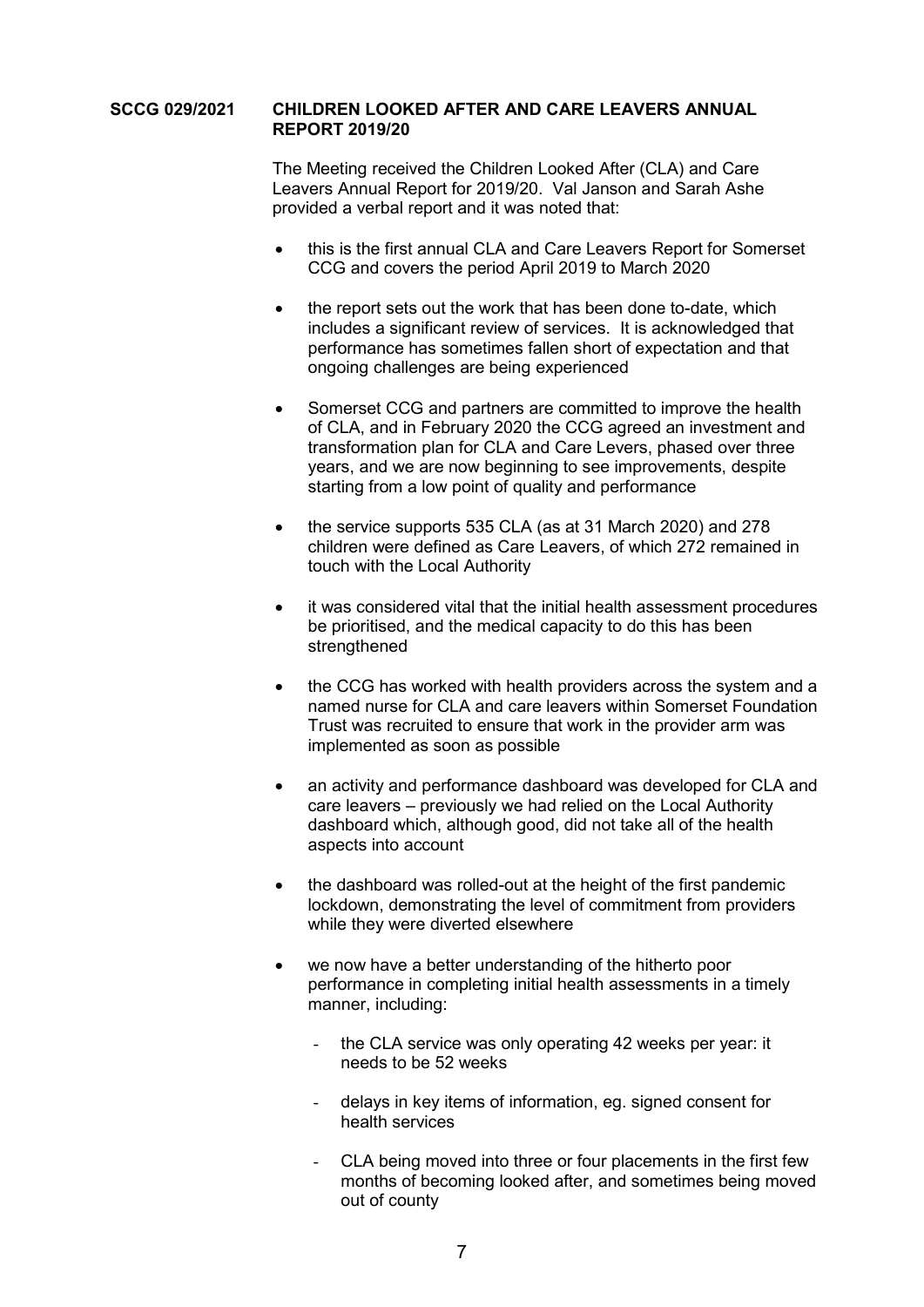**SCCG 029/2021 CHILDREN LOOKED AFTER AND CARE LEAVERS ANNUAL REPORT 2019/20**

The Meeting received the Children Looked After (CLA) and Care Leavers Annual Report for 2019/20. Val Janson and Sarah Ashe provided a verbal report and it was noted that:

- this is the first annual CLA and Care Leavers Report for Somerset CCG and covers the period April 2019 to March 2020
- the report sets out the work that has been done to-date, which includes a significant review of services. It is acknowledged that performance has sometimes fallen short of expectation and that ongoing challenges are being experienced
- Somerset CCG and partners are committed to improve the health of CLA, and in February 2020 the CCG agreed an investment and transformation plan for CLA and Care Levers, phased over three years, and we are now beginning to see improvements, despite starting from a low point of quality and performance
- the service supports 535 CLA (as at 31 March 2020) and 278 children were defined as Care Leavers, of which 272 remained in touch with the Local Authority
- it was considered vital that the initial health assessment procedures be prioritised, and the medical capacity to do this has been strengthened
- the CCG has worked with health providers across the system and a named nurse for CLA and care leavers within Somerset Foundation Trust was recruited to ensure that work in the provider arm was implemented as soon as possible
- an activity and performance dashboard was developed for CLA and care leavers – previously we had relied on the Local Authority dashboard which, although good, did not take all of the health aspects into account
- the dashboard was rolled-out at the height of the first pandemic lockdown, demonstrating the level of commitment from providers while they were diverted elsewhere
- we now have a better understanding of the hitherto poor performance in completing initial health assessments in a timely manner, including:
  - the CLA service was only operating 42 weeks per year: it needs to be 52 weeks
  - delays in key items of information, eg. signed consent for health services
  - CLA being moved into three or four placements in the first few months of becoming looked after, and sometimes being moved out of county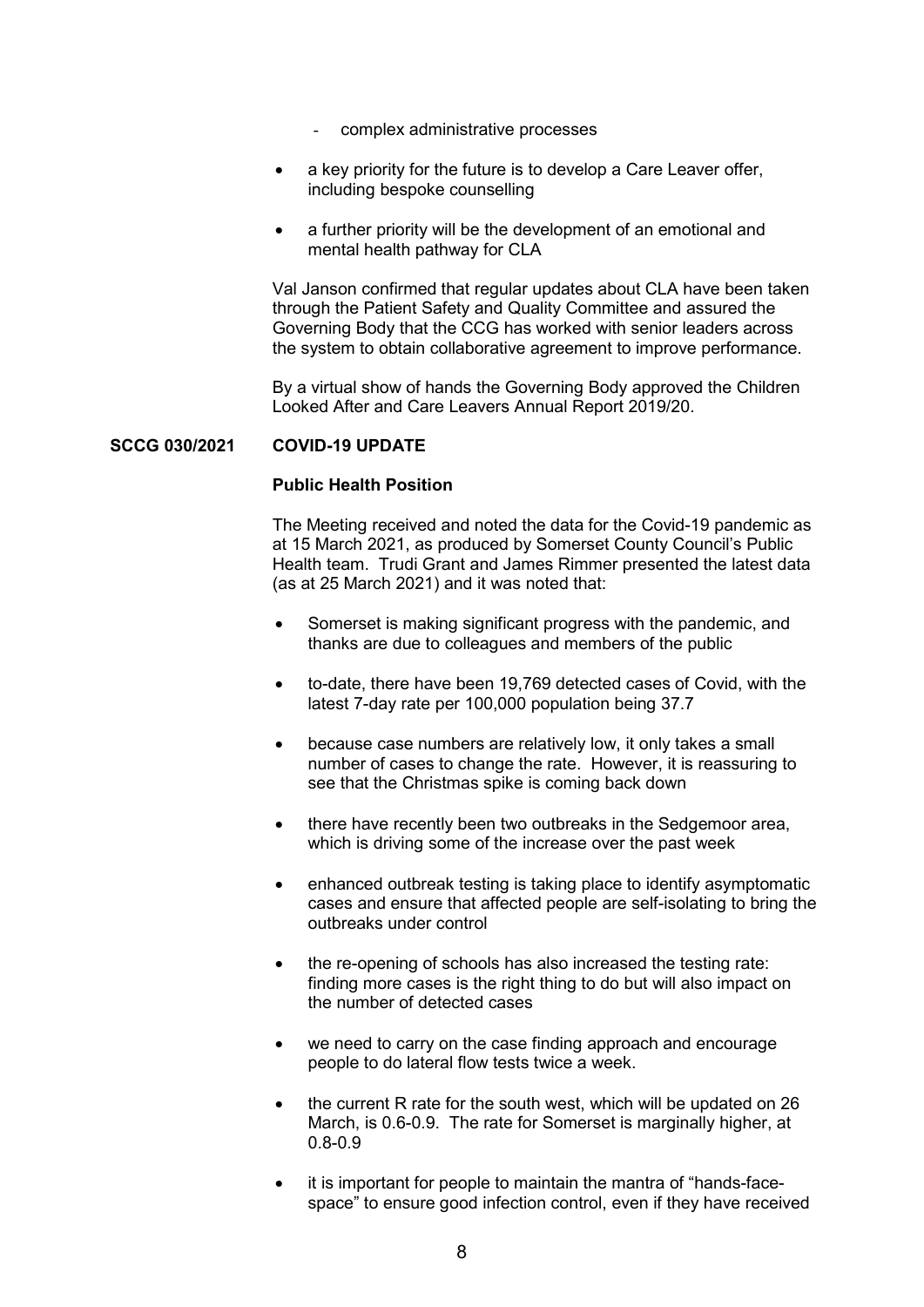- complex administrative processes

- a key priority for the future is to develop a Care Leaver offer, including bespoke counselling

- a further priority will be the development of an emotional and mental health pathway for CLA

Val Janson confirmed that regular updates about CLA have been taken through the Patient Safety and Quality Committee and assured the Governing Body that the CCG has worked with senior leaders across the system to obtain collaborative agreement to improve performance.

By a virtual show of hands the Governing Body approved the Children Looked After and Care Leavers Annual Report 2019/20.

**SCCG 030/2021 COVID-19 UPDATE**

**Public Health Position**

The Meeting received and noted the data for the Covid-19 pandemic as at 15 March 2021, as produced by Somerset County Council's Public Health team. Trudi Grant and James Rimmer presented the latest data (as at 25 March 2021) and it was noted that:

- Somerset is making significant progress with the pandemic, and thanks are due to colleagues and members of the public

- to-date, there have been 19,769 detected cases of Covid, with the latest 7-day rate per 100,000 population being 37.7

- because case numbers are relatively low, it only takes a small number of cases to change the rate. However, it is reassuring to see that the Christmas spike is coming back down

- there have recently been two outbreaks in the Sedgemoor area, which is driving some of the increase over the past week

- enhanced outbreak testing is taking place to identify asymptomatic cases and ensure that affected people are self-isolating to bring the outbreaks under control

- the re-opening of schools has also increased the testing rate: finding more cases is the right thing to do but will also impact on the number of detected cases

- we need to carry on the case finding approach and encourage people to do lateral flow tests twice a week.

- the current R rate for the south west, which will be updated on 26 March, is 0.6-0.9. The rate for Somerset is marginally higher, at 0.8-0.9

- it is important for people to maintain the mantra of "hands-face-space" to ensure good infection control, even if they have received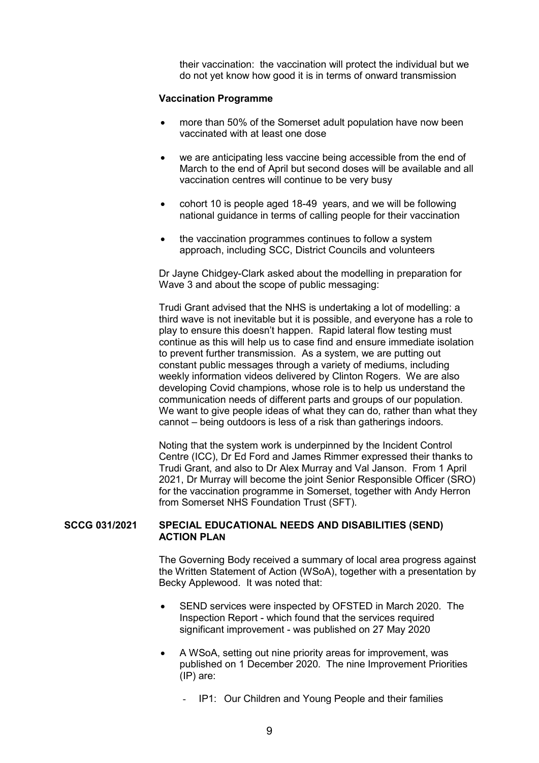their vaccination: the vaccination will protect the individual but we do not yet know how good it is in terms of onward transmission

**Vaccination Programme**

- more than 50% of the Somerset adult population have now been vaccinated with at least one dose
- we are anticipating less vaccine being accessible from the end of March to the end of April but second doses will be available and all vaccination centres will continue to be very busy
- cohort 10 is people aged 18-49 years, and we will be following national guidance in terms of calling people for their vaccination
- the vaccination programmes continues to follow a system approach, including SCC, District Councils and volunteers

Dr Jayne Chidgey-Clark asked about the modelling in preparation for Wave 3 and about the scope of public messaging:

Trudi Grant advised that the NHS is undertaking a lot of modelling: a third wave is not inevitable but it is possible, and everyone has a role to play to ensure this doesn't happen. Rapid lateral flow testing must continue as this will help us to case find and ensure immediate isolation to prevent further transmission. As a system, we are putting out constant public messages through a variety of mediums, including weekly information videos delivered by Clinton Rogers. We are also developing Covid champions, whose role is to help us understand the communication needs of different parts and groups of our population. We want to give people ideas of what they can do, rather than what they cannot – being outdoors is less of a risk than gatherings indoors.

Noting that the system work is underpinned by the Incident Control Centre (ICC), Dr Ed Ford and James Rimmer expressed their thanks to Trudi Grant, and also to Dr Alex Murray and Val Janson. From 1 April 2021, Dr Murray will become the joint Senior Responsible Officer (SRO) for the vaccination programme in Somerset, together with Andy Herron from Somerset NHS Foundation Trust (SFT).

**SCCG 031/2021 SPECIAL EDUCATIONAL NEEDS AND DISABILITIES (SEND) ACTION PLAN**

The Governing Body received a summary of local area progress against the Written Statement of Action (WSoA), together with a presentation by Becky Applewood. It was noted that:

- SEND services were inspected by OFSTED in March 2020. The Inspection Report - which found that the services required significant improvement - was published on 27 May 2020
- A WSoA, setting out nine priority areas for improvement, was published on 1 December 2020. The nine Improvement Priorities (IP) are:
  - IP1: Our Children and Young People and their families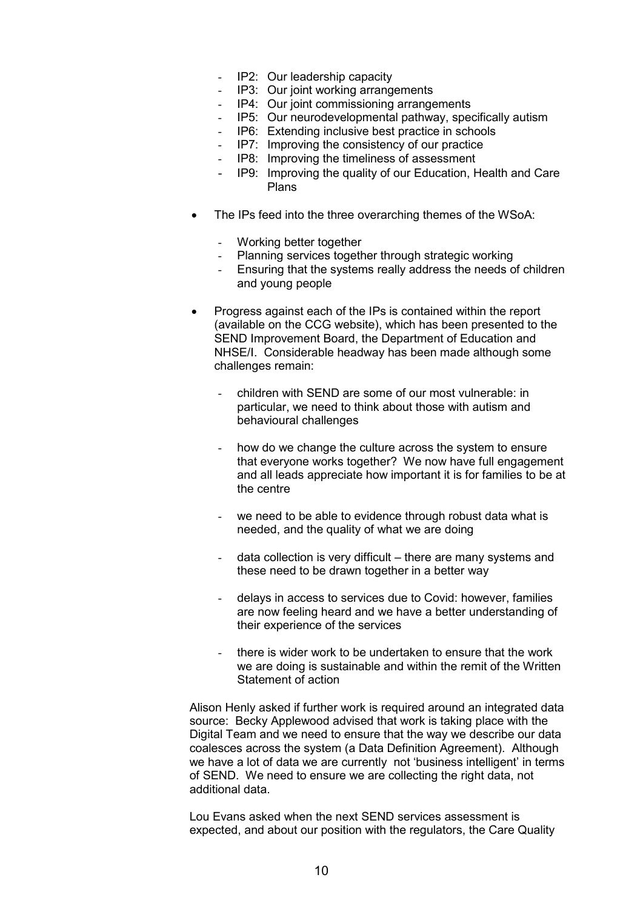- IP2: Our leadership capacity
- IP3: Our joint working arrangements
- IP4: Our joint commissioning arrangements
- IP5: Our neurodevelopmental pathway, specifically autism
- IP6: Extending inclusive best practice in schools
- IP7: Improving the consistency of our practice
- IP8: Improving the timeliness of assessment
- IP9: Improving the quality of our Education, Health and Care Plans

- The IPs feed into the three overarching themes of the WSoA:

  - Working better together
  - Planning services together through strategic working
  - Ensuring that the systems really address the needs of children and young people

- Progress against each of the IPs is contained within the report (available on the CCG website), which has been presented to the SEND Improvement Board, the Department of Education and NHSE/I. Considerable headway has been made although some challenges remain:

  - children with SEND are some of our most vulnerable: in particular, we need to think about those with autism and behavioural challenges

  - how do we change the culture across the system to ensure that everyone works together? We now have full engagement and all leads appreciate how important it is for families to be at the centre

  - we need to be able to evidence through robust data what is needed, and the quality of what we are doing

  - data collection is very difficult – there are many systems and these need to be drawn together in a better way

  - delays in access to services due to Covid: however, families are now feeling heard and we have a better understanding of their experience of the services

  - there is wider work to be undertaken to ensure that the work we are doing is sustainable and within the remit of the Written Statement of action

Alison Henly asked if further work is required around an integrated data source: Becky Applewood advised that work is taking place with the Digital Team and we need to ensure that the way we describe our data coalesces across the system (a Data Definition Agreement). Although we have a lot of data we are currently not 'business intelligent' in terms of SEND. We need to ensure we are collecting the right data, not additional data.

Lou Evans asked when the next SEND services assessment is expected, and about our position with the regulators, the Care Quality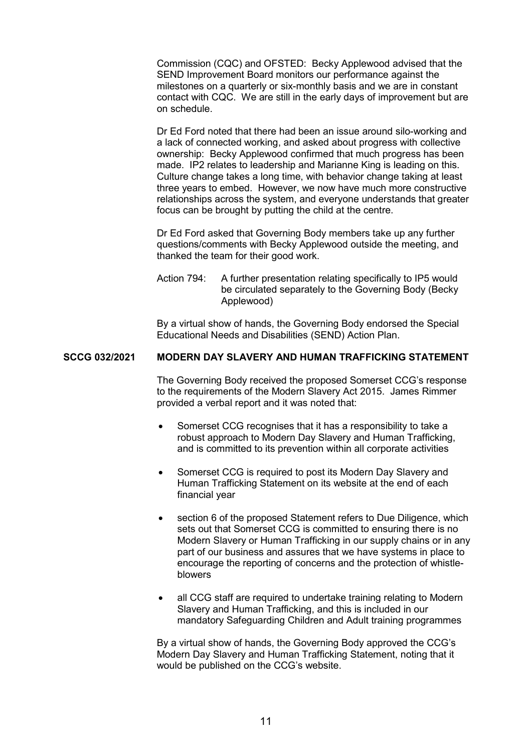Commission (CQC) and OFSTED: Becky Applewood advised that the SEND Improvement Board monitors our performance against the milestones on a quarterly or six-monthly basis and we are in constant contact with CQC. We are still in the early days of improvement but are on schedule.

Dr Ed Ford noted that there had been an issue around silo-working and a lack of connected working, and asked about progress with collective ownership: Becky Applewood confirmed that much progress has been made. IP2 relates to leadership and Marianne King is leading on this. Culture change takes a long time, with behavior change taking at least three years to embed. However, we now have much more constructive relationships across the system, and everyone understands that greater focus can be brought by putting the child at the centre.

Dr Ed Ford asked that Governing Body members take up any further questions/comments with Becky Applewood outside the meeting, and thanked the team for their good work.

Action 794: A further presentation relating specifically to IP5 would be circulated separately to the Governing Body (Becky Applewood)

By a virtual show of hands, the Governing Body endorsed the Special Educational Needs and Disabilities (SEND) Action Plan.

**SCCG 032/2021 MODERN DAY SLAVERY AND HUMAN TRAFFICKING STATEMENT**

The Governing Body received the proposed Somerset CCG's response to the requirements of the Modern Slavery Act 2015. James Rimmer provided a verbal report and it was noted that:

- Somerset CCG recognises that it has a responsibility to take a robust approach to Modern Day Slavery and Human Trafficking, and is committed to its prevention within all corporate activities
- Somerset CCG is required to post its Modern Day Slavery and Human Trafficking Statement on its website at the end of each financial year
- section 6 of the proposed Statement refers to Due Diligence, which sets out that Somerset CCG is committed to ensuring there is no Modern Slavery or Human Trafficking in our supply chains or in any part of our business and assures that we have systems in place to encourage the reporting of concerns and the protection of whistle-blowers
- all CCG staff are required to undertake training relating to Modern Slavery and Human Trafficking, and this is included in our mandatory Safeguarding Children and Adult training programmes

By a virtual show of hands, the Governing Body approved the CCG's Modern Day Slavery and Human Trafficking Statement, noting that it would be published on the CCG's website.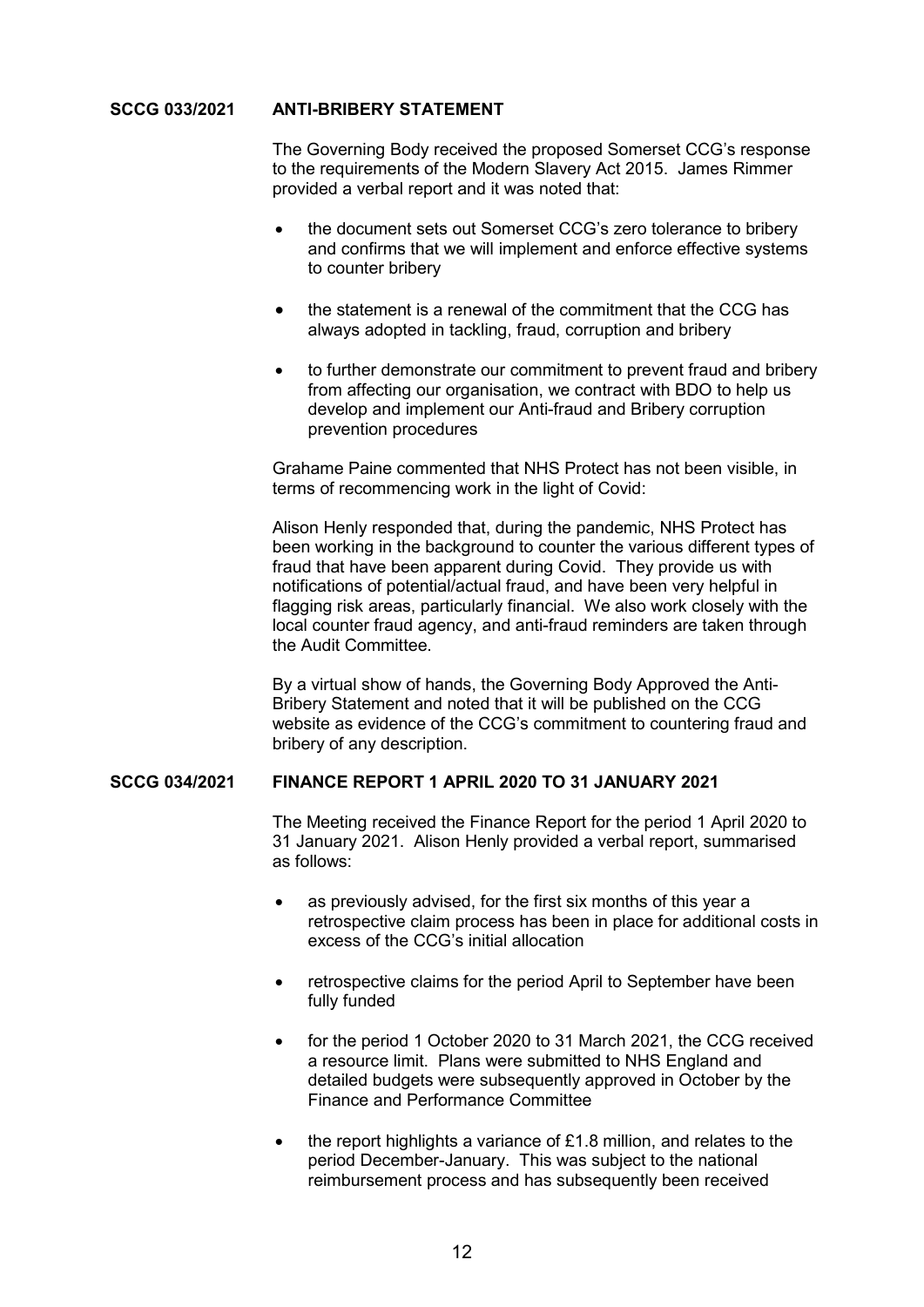**SCCG 033/2021 ANTI-BRIBERY STATEMENT**

The Governing Body received the proposed Somerset CCG's response to the requirements of the Modern Slavery Act 2015. James Rimmer provided a verbal report and it was noted that:

- the document sets out Somerset CCG's zero tolerance to bribery and confirms that we will implement and enforce effective systems to counter bribery
- the statement is a renewal of the commitment that the CCG has always adopted in tackling, fraud, corruption and bribery
- to further demonstrate our commitment to prevent fraud and bribery from affecting our organisation, we contract with BDO to help us develop and implement our Anti-fraud and Bribery corruption prevention procedures

Grahame Paine commented that NHS Protect has not been visible, in terms of recommencing work in the light of Covid:

Alison Henly responded that, during the pandemic, NHS Protect has been working in the background to counter the various different types of fraud that have been apparent during Covid. They provide us with notifications of potential/actual fraud, and have been very helpful in flagging risk areas, particularly financial. We also work closely with the local counter fraud agency, and anti-fraud reminders are taken through the Audit Committee.

By a virtual show of hands, the Governing Body Approved the Anti-Bribery Statement and noted that it will be published on the CCG website as evidence of the CCG's commitment to countering fraud and bribery of any description.

**SCCG 034/2021 FINANCE REPORT 1 APRIL 2020 TO 31 JANUARY 2021**

The Meeting received the Finance Report for the period 1 April 2020 to 31 January 2021. Alison Henly provided a verbal report, summarised as follows:

- as previously advised, for the first six months of this year a retrospective claim process has been in place for additional costs in excess of the CCG's initial allocation
- retrospective claims for the period April to September have been fully funded
- for the period 1 October 2020 to 31 March 2021, the CCG received a resource limit. Plans were submitted to NHS England and detailed budgets were subsequently approved in October by the Finance and Performance Committee
- the report highlights a variance of £1.8 million, and relates to the period December-January. This was subject to the national reimbursement process and has subsequently been received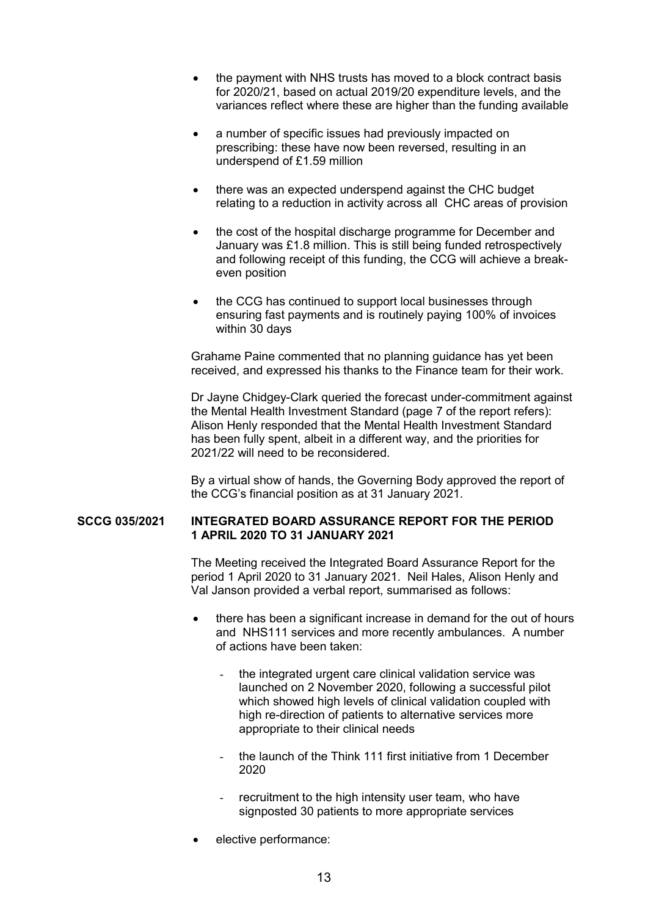- the payment with NHS trusts has moved to a block contract basis for 2020/21, based on actual 2019/20 expenditure levels, and the variances reflect where these are higher than the funding available

- a number of specific issues had previously impacted on prescribing: these have now been reversed, resulting in an underspend of £1.59 million

- there was an expected underspend against the CHC budget relating to a reduction in activity across all CHC areas of provision

- the cost of the hospital discharge programme for December and January was £1.8 million. This is still being funded retrospectively and following receipt of this funding, the CCG will achieve a break-even position

- the CCG has continued to support local businesses through ensuring fast payments and is routinely paying 100% of invoices within 30 days

Grahame Paine commented that no planning guidance has yet been received, and expressed his thanks to the Finance team for their work.

Dr Jayne Chidgey-Clark queried the forecast under-commitment against the Mental Health Investment Standard (page 7 of the report refers): Alison Henly responded that the Mental Health Investment Standard has been fully spent, albeit in a different way, and the priorities for 2021/22 will need to be reconsidered.

By a virtual show of hands, the Governing Body approved the report of the CCG's financial position as at 31 January 2021.

**SCCG 035/2021 INTEGRATED BOARD ASSURANCE REPORT FOR THE PERIOD 1 APRIL 2020 TO 31 JANUARY 2021**

The Meeting received the Integrated Board Assurance Report for the period 1 April 2020 to 31 January 2021. Neil Hales, Alison Henly and Val Janson provided a verbal report, summarised as follows:

- there has been a significant increase in demand for the out of hours and NHS111 services and more recently ambulances. A number of actions have been taken:

  - the integrated urgent care clinical validation service was launched on 2 November 2020, following a successful pilot which showed high levels of clinical validation coupled with high re-direction of patients to alternative services more appropriate to their clinical needs

  - the launch of the Think 111 first initiative from 1 December 2020

  - recruitment to the high intensity user team, who have signposted 30 patients to more appropriate services

- elective performance: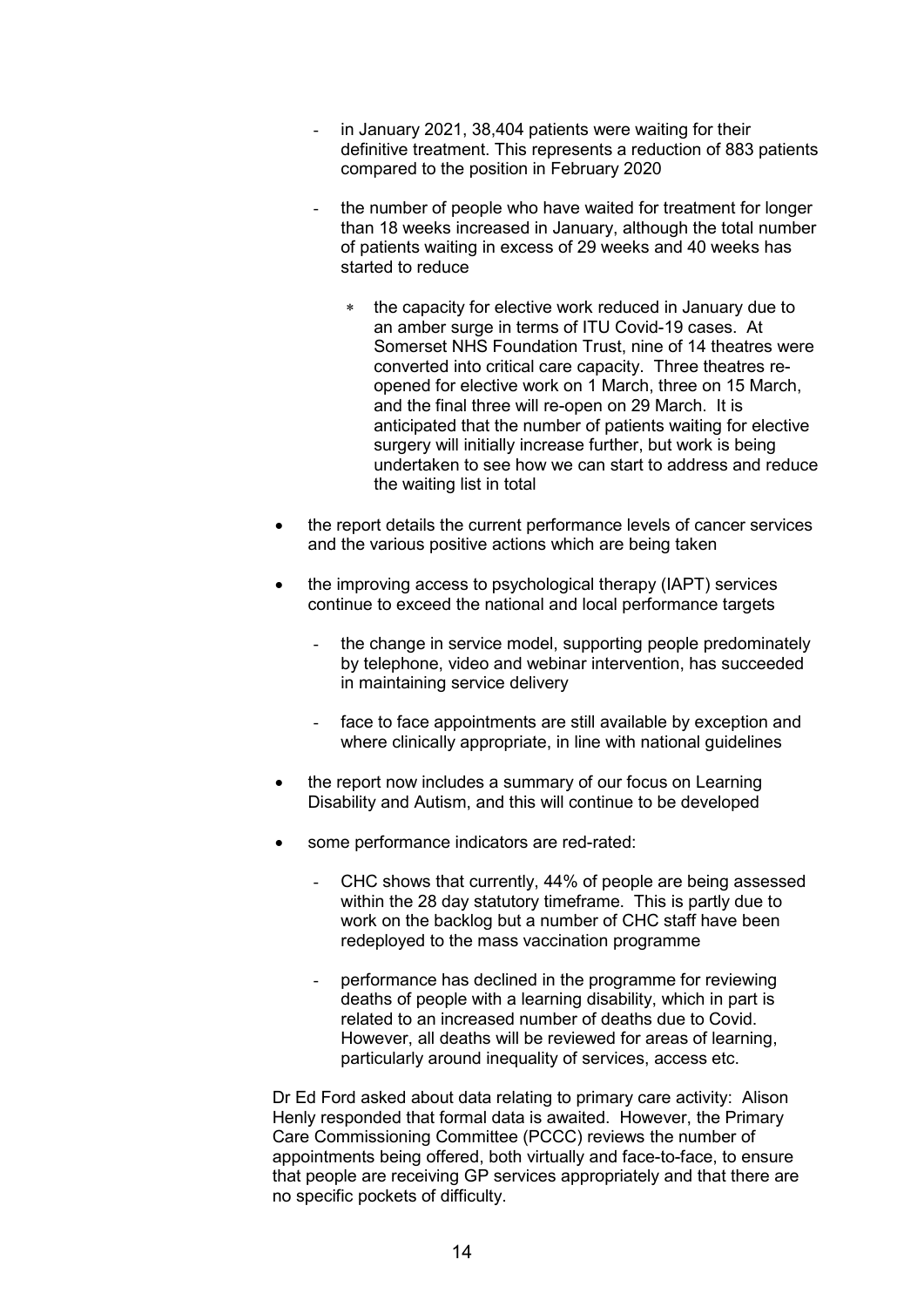- in January 2021, 38,404 patients were waiting for their definitive treatment. This represents a reduction of 883 patients compared to the position in February 2020

- the number of people who have waited for treatment for longer than 18 weeks increased in January, although the total number of patients waiting in excess of 29 weeks and 40 weeks has started to reduce

  - the capacity for elective work reduced in January due to an amber surge in terms of ITU Covid-19 cases. At Somerset NHS Foundation Trust, nine of 14 theatres were converted into critical care capacity. Three theatres re-opened for elective work on 1 March, three on 15 March, and the final three will re-open on 29 March. It is anticipated that the number of patients waiting for elective surgery will initially increase further, but work is being undertaken to see how we can start to address and reduce the waiting list in total

- the report details the current performance levels of cancer services and the various positive actions which are being taken

- the improving access to psychological therapy (IAPT) services continue to exceed the national and local performance targets

  - the change in service model, supporting people predominately by telephone, video and webinar intervention, has succeeded in maintaining service delivery

  - face to face appointments are still available by exception and where clinically appropriate, in line with national guidelines

- the report now includes a summary of our focus on Learning Disability and Autism, and this will continue to be developed

- some performance indicators are red-rated:

  - CHC shows that currently, 44% of people are being assessed within the 28 day statutory timeframe. This is partly due to work on the backlog but a number of CHC staff have been redeployed to the mass vaccination programme

  - performance has declined in the programme for reviewing deaths of people with a learning disability, which in part is related to an increased number of deaths due to Covid. However, all deaths will be reviewed for areas of learning, particularly around inequality of services, access etc.

Dr Ed Ford asked about data relating to primary care activity: Alison Henly responded that formal data is awaited. However, the Primary Care Commissioning Committee (PCCC) reviews the number of appointments being offered, both virtually and face-to-face, to ensure that people are receiving GP services appropriately and that there are no specific pockets of difficulty.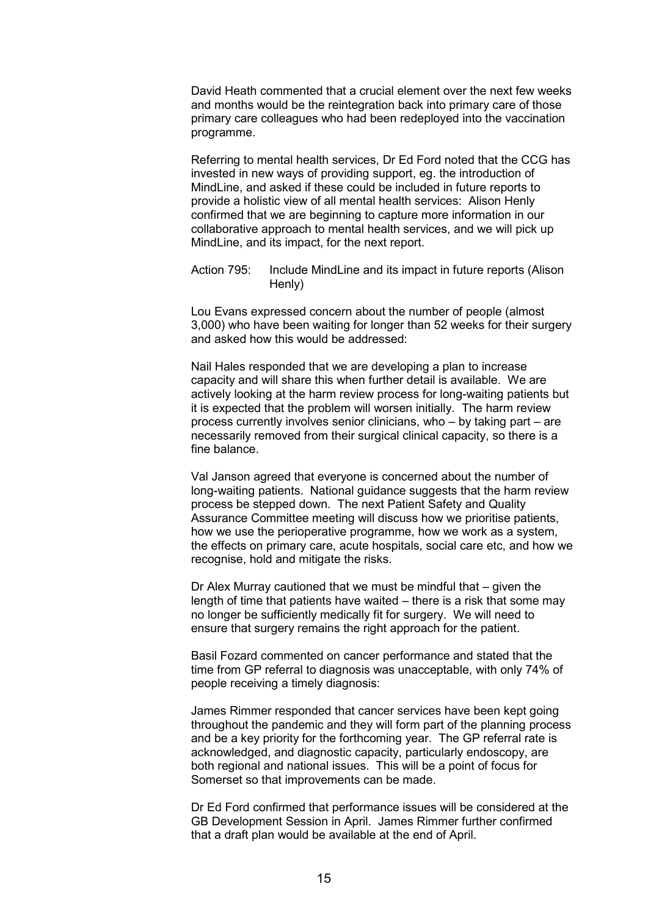David Heath commented that a crucial element over the next few weeks and months would be the reintegration back into primary care of those primary care colleagues who had been redeployed into the vaccination programme.

Referring to mental health services, Dr Ed Ford noted that the CCG has invested in new ways of providing support, eg. the introduction of MindLine, and asked if these could be included in future reports to provide a holistic view of all mental health services: Alison Henly confirmed that we are beginning to capture more information in our collaborative approach to mental health services, and we will pick up MindLine, and its impact, for the next report.

Action 795: Include MindLine and its impact in future reports (Alison Henly)

Lou Evans expressed concern about the number of people (almost 3,000) who have been waiting for longer than 52 weeks for their surgery and asked how this would be addressed:

Nail Hales responded that we are developing a plan to increase capacity and will share this when further detail is available. We are actively looking at the harm review process for long-waiting patients but it is expected that the problem will worsen initially. The harm review process currently involves senior clinicians, who – by taking part – are necessarily removed from their surgical clinical capacity, so there is a fine balance.

Val Janson agreed that everyone is concerned about the number of long-waiting patients. National guidance suggests that the harm review process be stepped down. The next Patient Safety and Quality Assurance Committee meeting will discuss how we prioritise patients, how we use the perioperative programme, how we work as a system, the effects on primary care, acute hospitals, social care etc, and how we recognise, hold and mitigate the risks.

Dr Alex Murray cautioned that we must be mindful that – given the length of time that patients have waited – there is a risk that some may no longer be sufficiently medically fit for surgery. We will need to ensure that surgery remains the right approach for the patient.

Basil Fozard commented on cancer performance and stated that the time from GP referral to diagnosis was unacceptable, with only 74% of people receiving a timely diagnosis:

James Rimmer responded that cancer services have been kept going throughout the pandemic and they will form part of the planning process and be a key priority for the forthcoming year. The GP referral rate is acknowledged, and diagnostic capacity, particularly endoscopy, are both regional and national issues. This will be a point of focus for Somerset so that improvements can be made.

Dr Ed Ford confirmed that performance issues will be considered at the GB Development Session in April. James Rimmer further confirmed that a draft plan would be available at the end of April.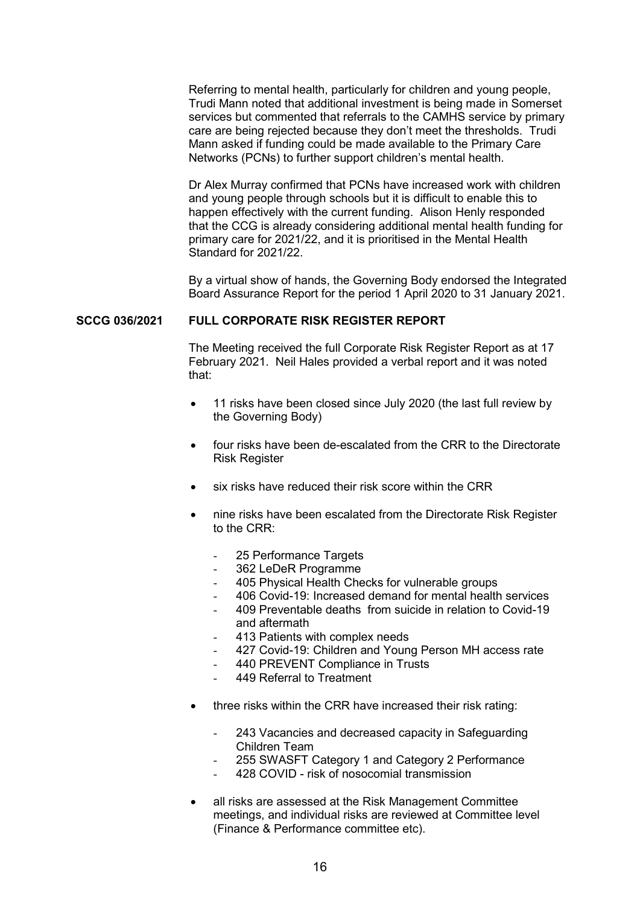Referring to mental health, particularly for children and young people, Trudi Mann noted that additional investment is being made in Somerset services but commented that referrals to the CAMHS service by primary care are being rejected because they don't meet the thresholds. Trudi Mann asked if funding could be made available to the Primary Care Networks (PCNs) to further support children's mental health.

Dr Alex Murray confirmed that PCNs have increased work with children and young people through schools but it is difficult to enable this to happen effectively with the current funding. Alison Henly responded that the CCG is already considering additional mental health funding for primary care for 2021/22, and it is prioritised in the Mental Health Standard for 2021/22.

By a virtual show of hands, the Governing Body endorsed the Integrated Board Assurance Report for the period 1 April 2020 to 31 January 2021.

**SCCG 036/2021 FULL CORPORATE RISK REGISTER REPORT**

The Meeting received the full Corporate Risk Register Report as at 17 February 2021. Neil Hales provided a verbal report and it was noted that:

- 11 risks have been closed since July 2020 (the last full review by the Governing Body)
- four risks have been de-escalated from the CRR to the Directorate Risk Register
- six risks have reduced their risk score within the CRR
- nine risks have been escalated from the Directorate Risk Register to the CRR:
  - 25 Performance Targets
  - 362 LeDeR Programme
  - 405 Physical Health Checks for vulnerable groups
  - 406 Covid-19: Increased demand for mental health services
  - 409 Preventable deaths from suicide in relation to Covid-19 and aftermath
  - 413 Patients with complex needs
  - 427 Covid-19: Children and Young Person MH access rate
  - 440 PREVENT Compliance in Trusts
  - 449 Referral to Treatment
- three risks within the CRR have increased their risk rating:
  - 243 Vacancies and decreased capacity in Safeguarding Children Team
  - 255 SWASFT Category 1 and Category 2 Performance
  - 428 COVID - risk of nosocomial transmission
- all risks are assessed at the Risk Management Committee meetings, and individual risks are reviewed at Committee level (Finance & Performance committee etc).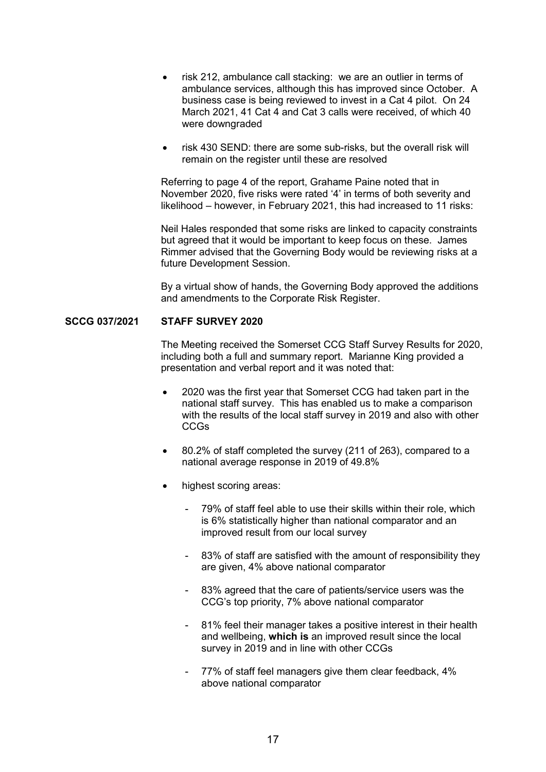- risk 212, ambulance call stacking: we are an outlier in terms of ambulance services, although this has improved since October. A business case is being reviewed to invest in a Cat 4 pilot. On 24 March 2021, 41 Cat 4 and Cat 3 calls were received, of which 40 were downgraded

- risk 430 SEND: there are some sub-risks, but the overall risk will remain on the register until these are resolved

Referring to page 4 of the report, Grahame Paine noted that in November 2020, five risks were rated '4' in terms of both severity and likelihood – however, in February 2021, this had increased to 11 risks:

Neil Hales responded that some risks are linked to capacity constraints but agreed that it would be important to keep focus on these. James Rimmer advised that the Governing Body would be reviewing risks at a future Development Session.

By a virtual show of hands, the Governing Body approved the additions and amendments to the Corporate Risk Register.

**SCCG 037/2021 STAFF SURVEY 2020**

The Meeting received the Somerset CCG Staff Survey Results for 2020, including both a full and summary report. Marianne King provided a presentation and verbal report and it was noted that:

- 2020 was the first year that Somerset CCG had taken part in the national staff survey. This has enabled us to make a comparison with the results of the local staff survey in 2019 and also with other CCGs

- 80.2% of staff completed the survey (211 of 263), compared to a national average response in 2019 of 49.8%

- highest scoring areas:

  - 79% of staff feel able to use their skills within their role, which is 6% statistically higher than national comparator and an improved result from our local survey

  - 83% of staff are satisfied with the amount of responsibility they are given, 4% above national comparator

  - 83% agreed that the care of patients/service users was the CCG's top priority, 7% above national comparator

  - 81% feel their manager takes a positive interest in their health and wellbeing, **which is** an improved result since the local survey in 2019 and in line with other CCGs

  - 77% of staff feel managers give them clear feedback, 4% above national comparator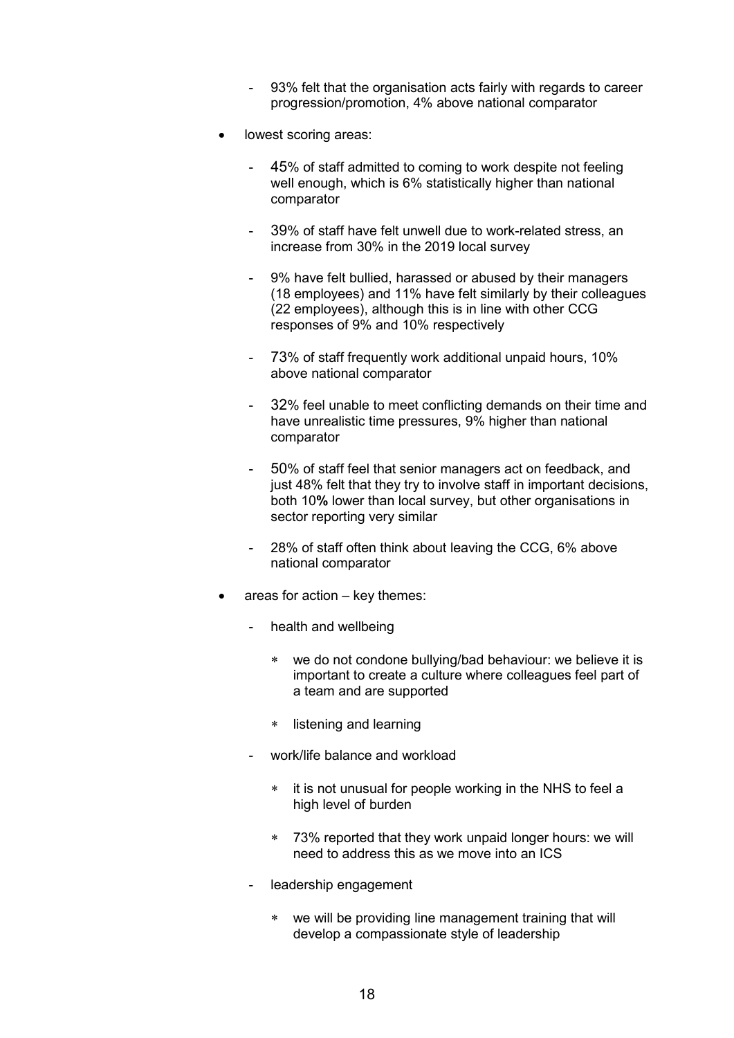- 93% felt that the organisation acts fairly with regards to career progression/promotion, 4% above national comparator

- lowest scoring areas:

  - 45% of staff admitted to coming to work despite not feeling well enough, which is 6% statistically higher than national comparator

  - 39% of staff have felt unwell due to work-related stress, an increase from 30% in the 2019 local survey

  - 9% have felt bullied, harassed or abused by their managers (18 employees) and 11% have felt similarly by their colleagues (22 employees), although this is in line with other CCG responses of 9% and 10% respectively

  - 73% of staff frequently work additional unpaid hours, 10% above national comparator

  - 32% feel unable to meet conflicting demands on their time and have unrealistic time pressures, 9% higher than national comparator

  - 50% of staff feel that senior managers act on feedback, and just 48% felt that they try to involve staff in important decisions, both 10**%** lower than local survey, but other organisations in sector reporting very similar

  - 28% of staff often think about leaving the CCG, 6% above national comparator

- areas for action – key themes:

  - health and wellbeing

    - we do not condone bullying/bad behaviour: we believe it is important to create a culture where colleagues feel part of a team and are supported

    - listening and learning

  - work/life balance and workload

    - it is not unusual for people working in the NHS to feel a high level of burden

    - 73% reported that they work unpaid longer hours: we will need to address this as we move into an ICS

  - leadership engagement

    - we will be providing line management training that will develop a compassionate style of leadership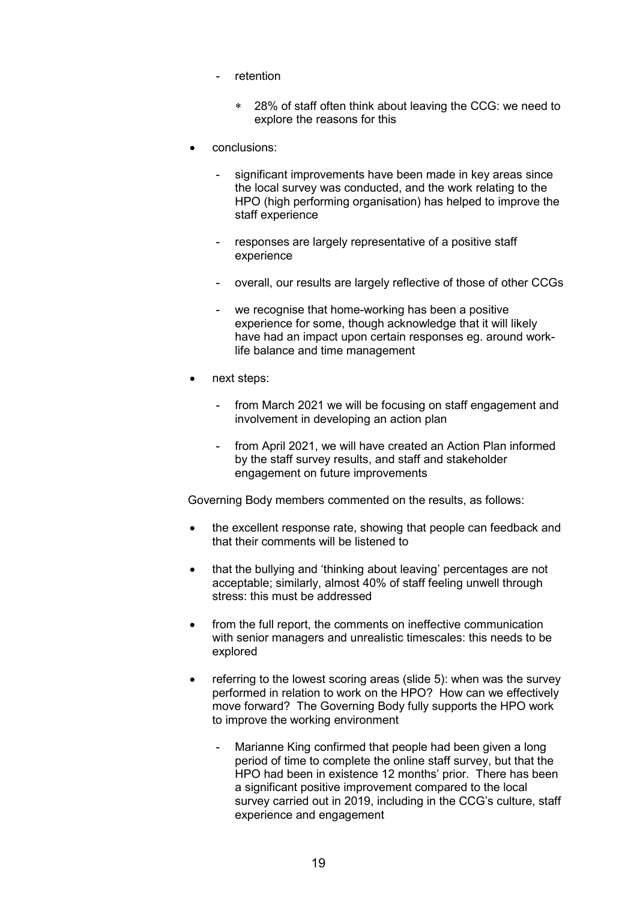- retention

    - 28% of staff often think about leaving the CCG: we need to explore the reasons for this

- conclusions:

    - significant improvements have been made in key areas since the local survey was conducted, and the work relating to the HPO (high performing organisation) has helped to improve the staff experience

    - responses are largely representative of a positive staff experience

    - overall, our results are largely reflective of those of other CCGs

    - we recognise that home-working has been a positive experience for some, though acknowledge that it will likely have had an impact upon certain responses eg. around work-life balance and time management

- next steps:

    - from March 2021 we will be focusing on staff engagement and involvement in developing an action plan

    - from April 2021, we will have created an Action Plan informed by the staff survey results, and staff and stakeholder engagement on future improvements

Governing Body members commented on the results, as follows:

- the excellent response rate, showing that people can feedback and that their comments will be listened to

- that the bullying and 'thinking about leaving' percentages are not acceptable; similarly, almost 40% of staff feeling unwell through stress: this must be addressed

- from the full report, the comments on ineffective communication with senior managers and unrealistic timescales: this needs to be explored

- referring to the lowest scoring areas (slide 5): when was the survey performed in relation to work on the HPO? How can we effectively move forward? The Governing Body fully supports the HPO work to improve the working environment

    - Marianne King confirmed that people had been given a long period of time to complete the online staff survey, but that the HPO had been in existence 12 months' prior. There has been a significant positive improvement compared to the local survey carried out in 2019, including in the CCG's culture, staff experience and engagement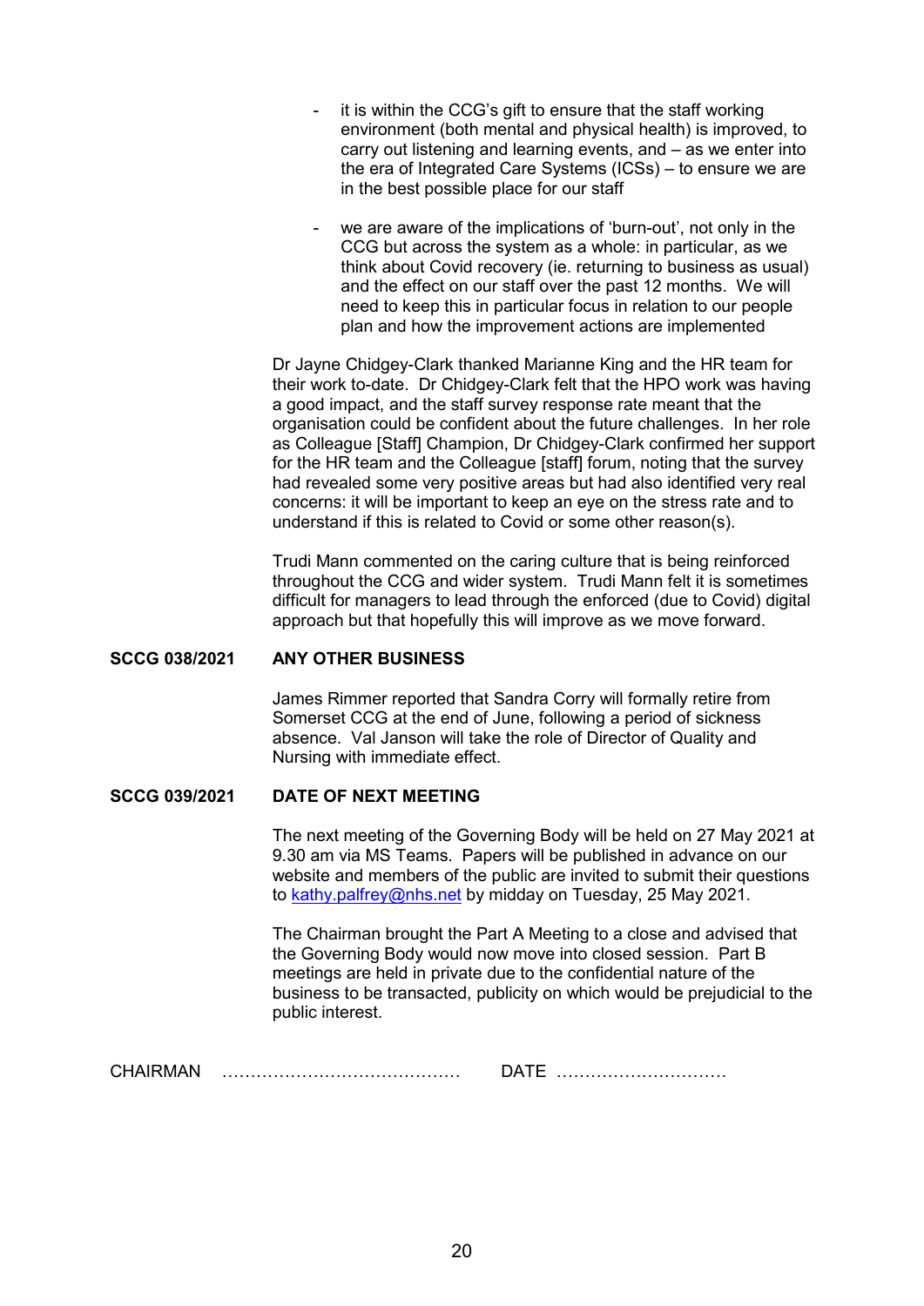- it is within the CCG's gift to ensure that the staff working environment (both mental and physical health) is improved, to carry out listening and learning events, and – as we enter into the era of Integrated Care Systems (ICSs) – to ensure we are in the best possible place for our staff

- we are aware of the implications of 'burn-out', not only in the CCG but across the system as a whole: in particular, as we think about Covid recovery (ie. returning to business as usual) and the effect on our staff over the past 12 months. We will need to keep this in particular focus in relation to our people plan and how the improvement actions are implemented

Dr Jayne Chidgey-Clark thanked Marianne King and the HR team for their work to-date. Dr Chidgey-Clark felt that the HPO work was having a good impact, and the staff survey response rate meant that the organisation could be confident about the future challenges. In her role as Colleague [Staff] Champion, Dr Chidgey-Clark confirmed her support for the HR team and the Colleague [staff] forum, noting that the survey had revealed some very positive areas but had also identified very real concerns: it will be important to keep an eye on the stress rate and to understand if this is related to Covid or some other reason(s).

Trudi Mann commented on the caring culture that is being reinforced throughout the CCG and wider system. Trudi Mann felt it is sometimes difficult for managers to lead through the enforced (due to Covid) digital approach but that hopefully this will improve as we move forward.

**SCCG 038/2021 ANY OTHER BUSINESS**

James Rimmer reported that Sandra Corry will formally retire from Somerset CCG at the end of June, following a period of sickness absence. Val Janson will take the role of Director of Quality and Nursing with immediate effect.

**SCCG 039/2021 DATE OF NEXT MEETING**

The next meeting of the Governing Body will be held on 27 May 2021 at 9.30 am via MS Teams. Papers will be published in advance on our website and members of the public are invited to submit their questions to kathy.palfrey@nhs.net by midday on Tuesday, 25 May 2021.

The Chairman brought the Part A Meeting to a close and advised that the Governing Body would now move into closed session. Part B meetings are held in private due to the confidential nature of the business to be transacted, publicity on which would be prejudicial to the public interest.

CHAIRMAN ……………………………………   DATE …………………………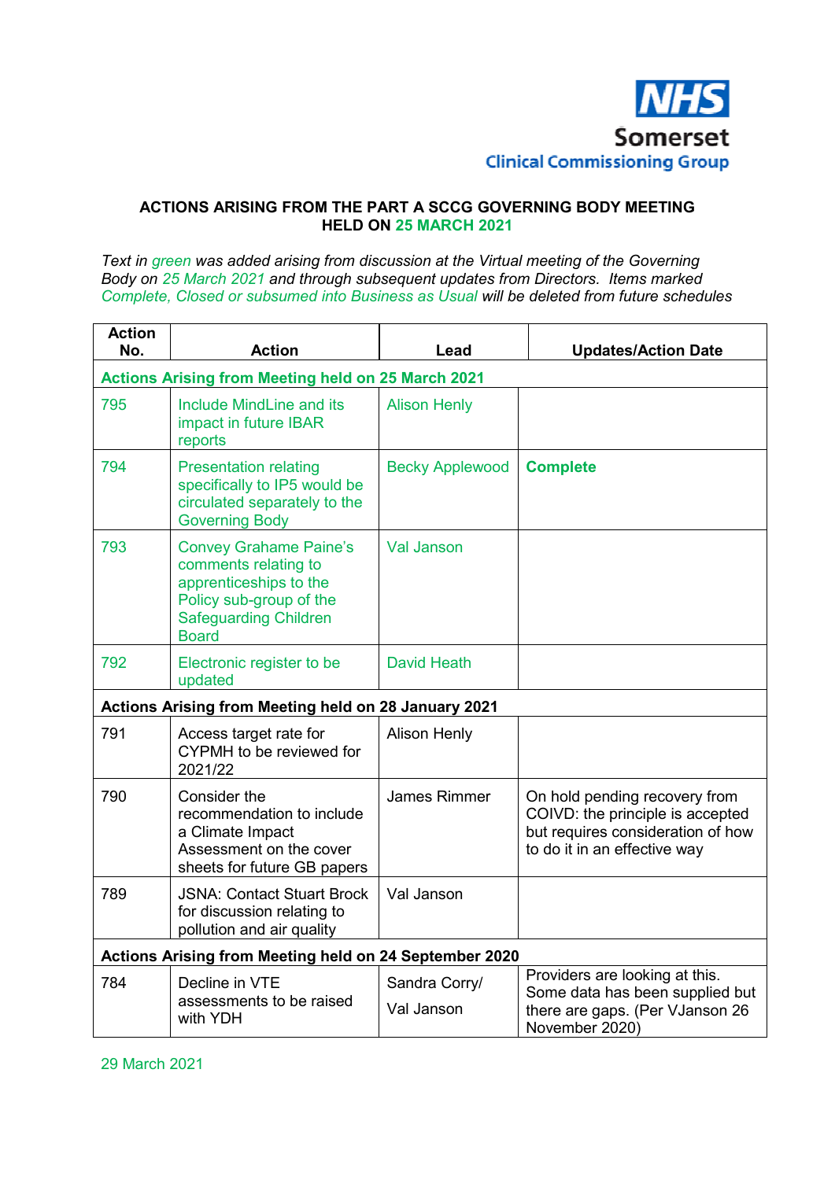NHS Somerset Clinical Commissioning Group

**ACTIONS ARISING FROM THE PART A SCCG GOVERNING BODY MEETING HELD ON 25 MARCH 2021**

*Text in green was added arising from discussion at the Virtual meeting of the Governing Body on 25 March 2021 and through subsequent updates from Directors. Items marked Complete, Closed or subsumed into Business as Usual will be deleted from future schedules*

| Action No. | Action | Lead | Updates/Action Date |
|---|---|---|---|
| **Actions Arising from Meeting held on 25 March 2021** | | | |
| 795 | Include MindLine and its impact in future IBAR reports | Alison Henly | |
| 794 | Presentation relating specifically to IP5 would be circulated separately to the Governing Body | Becky Applewood | **Complete** |
| 793 | Convey Grahame Paine's comments relating to apprenticeships to the Policy sub-group of the Safeguarding Children Board | Val Janson | |
| 792 | Electronic register to be updated | David Heath | |
| **Actions Arising from Meeting held on 28 January 2021** | | | |
| 791 | Access target rate for CYPMH to be reviewed for 2021/22 | Alison Henly | |
| 790 | Consider the recommendation to include a Climate Impact Assessment on the cover sheets for future GB papers | James Rimmer | On hold pending recovery from COIVD: the principle is accepted but requires consideration of how to do it in an effective way |
| 789 | JSNA: Contact Stuart Brock for discussion relating to pollution and air quality | Val Janson | |
| **Actions Arising from Meeting held on 24 September 2020** | | | |
| 784 | Decline in VTE assessments to be raised with YDH | Sandra Corry/ Val Janson | Providers are looking at this. Some data has been supplied but there are gaps. (Per VJanson 26 November 2020) |

29 March 2021